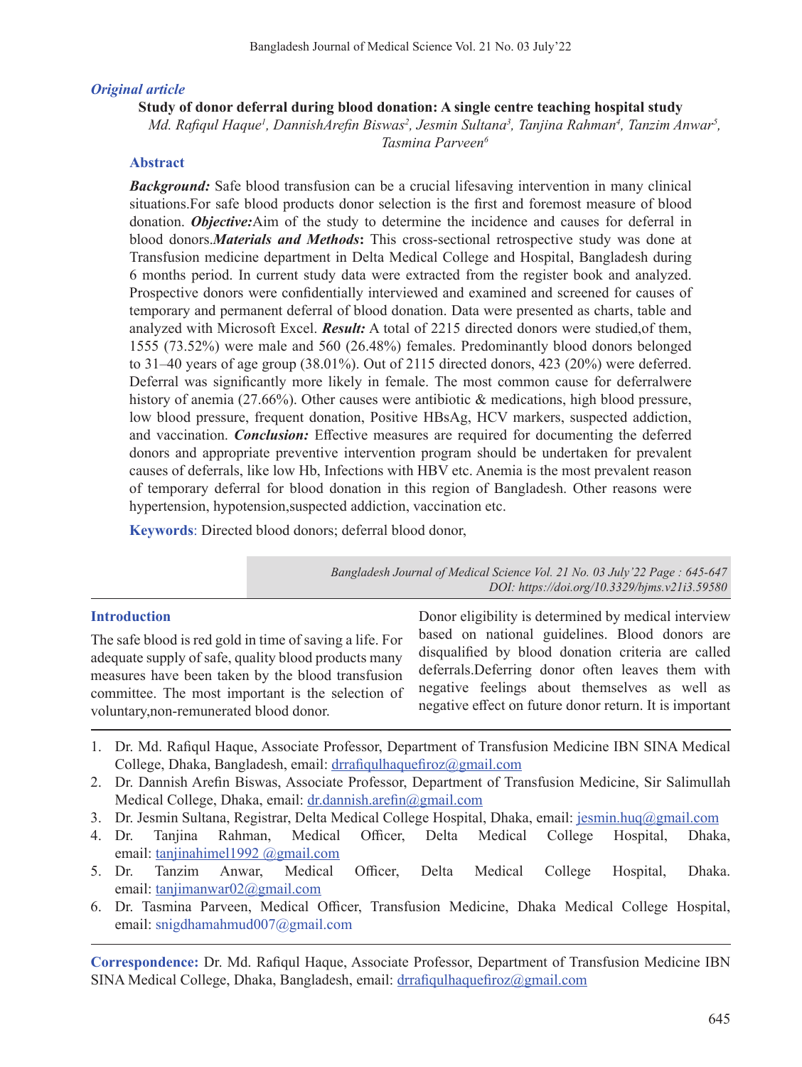*Original article*

**Study of donor deferral during blood donation: A single centre teaching hospital study**

*Md. Rafiqul Haque[1], DannishArefin Biswas[2], Jesmin Sultana[3], Tanjina Rahman[4], Tanzim Anwar[5], Tasmina Parveen[6]*

## Abstract

***Background:*** Safe blood transfusion can be a crucial lifesaving intervention in many clinical situations.For safe blood products donor selection is the first and foremost measure of blood donation. ***Objective:***Aim of the study to determine the incidence and causes for deferral in blood donors.***Materials and Methods*****:** This cross-sectional retrospective study was done at Transfusion medicine department in Delta Medical College and Hospital, Bangladesh during 6 months period. In current study data were extracted from the register book and analyzed. Prospective donors were confidentially interviewed and examined and screened for causes of temporary and permanent deferral of blood donation. Data were presented as charts, table and analyzed with Microsoft Excel. ***Result:*** A total of 2215 directed donors were studied,of them, 1555 (73.52%) were male and 560 (26.48%) females. Predominantly blood donors belonged to 31–40 years of age group (38.01%). Out of 2115 directed donors, 423 (20%) were deferred. Deferral was significantly more likely in female. The most common cause for deferralwere history of anemia (27.66%). Other causes were antibiotic & medications, high blood pressure, low blood pressure, frequent donation, Positive HBsAg, HCV markers, suspected addiction, and vaccination. ***Conclusion:*** Effective measures are required for documenting the deferred donors and appropriate preventive intervention program should be undertaken for prevalent causes of deferrals, like low Hb, Infections with HBV etc. Anemia is the most prevalent reason of temporary deferral for blood donation in this region of Bangladesh. Other reasons were hypertension, hypotension,suspected addiction, vaccination etc.

**Keywords**: Directed blood donors; deferral blood donor,

*DOI: https://doi.org/10.3329/bjms.v21i3.59580*

## Introduction

The safe blood is red gold in time of saving a life. For adequate supply of safe, quality blood products many measures have been taken by the blood transfusion committee. The most important is the selection of voluntary,non-remunerated blood donor.

Donor eligibility is determined by medical interview based on national guidelines. Blood donors are disqualified by blood donation criteria are called deferrals.Deferring donor often leaves them with negative feelings about themselves as well as negative effect on future donor return. It is important

1. Dr. Md. Rafiqul Haque, Associate Professor, Department of Transfusion Medicine IBN SINA Medical College, Dhaka, Bangladesh, email: drrafiqulhaquefiroz@gmail.com
2. Dr. Dannish Arefin Biswas, Associate Professor, Department of Transfusion Medicine, Sir Salimullah Medical College, Dhaka, email: dr.dannish.arefin@gmail.com
3. Dr. Jesmin Sultana, Registrar, Delta Medical College Hospital, Dhaka, email: jesmin.huq@gmail.com
4. Dr. Tanjina Rahman, Medical Officer, Delta Medical College Hospital, Dhaka, email: tanjinahimel1992 @gmail.com
5. Dr. Tanzim Anwar, Medical Officer, Delta Medical College Hospital, Dhaka. email: tanjimanwar02@gmail.com
6. Dr. Tasmina Parveen, Medical Officer, Transfusion Medicine, Dhaka Medical College Hospital, email: snigdhamahmud007@gmail.com

**Correspondence:** Dr. Md. Rafiqul Haque, Associate Professor, Department of Transfusion Medicine IBN SINA Medical College, Dhaka, Bangladesh, email: drrafiqulhaquefiroz@gmail.com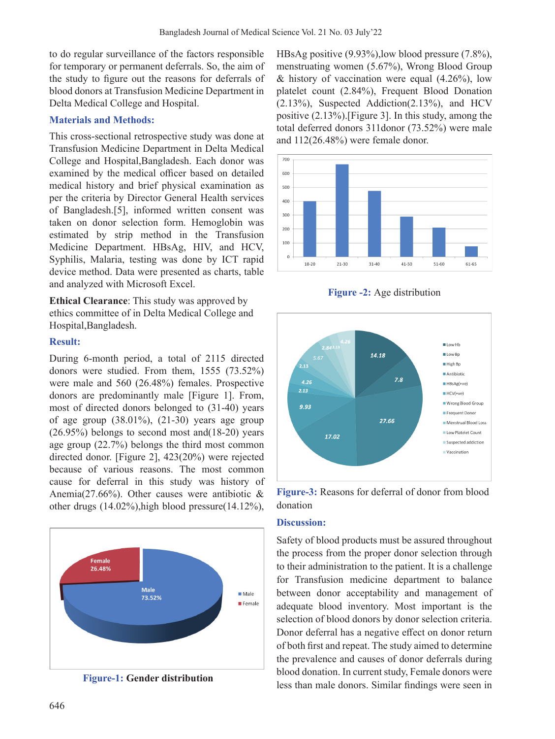to do regular surveillance of the factors responsible for temporary or permanent deferrals. So, the aim of the study to figure out the reasons for deferrals of blood donors at Transfusion Medicine Department in Delta Medical College and Hospital.

## Materials and Methods:

This cross-sectional retrospective study was done at Transfusion Medicine Department in Delta Medical College and Hospital,Bangladesh. Each donor was examined by the medical officer based on detailed medical history and brief physical examination as per the criteria by Director General Health services of Bangladesh.[5], informed written consent was taken on donor selection form. Hemoglobin was estimated by strip method in the Transfusion Medicine Department. HBsAg, HIV, and HCV, Syphilis, Malaria, testing was done by ICT rapid device method. Data were presented as charts, table and analyzed with Microsoft Excel.

**Ethical Clearance**: This study was approved by ethics committee of in Delta Medical College and Hospital,Bangladesh.

## Result:

During 6-month period, a total of 2115 directed donors were studied. From them, 1555 (73.52%) were male and 560 (26.48%) females. Prospective donors are predominantly male [Figure 1]. From, most of directed donors belonged to (31-40) years of age group (38.01%), (21-30) years age group (26.95%) belongs to second most and(18-20) years age group (22.7%) belongs the third most common directed donor. [Figure 2], 423(20%) were rejected because of various reasons. The most common cause for deferral in this study was history of Anemia(27.66%). Other causes were antibiotic & other drugs (14.02%),high blood pressure(14.12%), HBsAg positive (9.93%),low blood pressure (7.8%), menstruating women (5.67%), Wrong Blood Group & history of vaccination were equal (4.26%), low platelet count (2.84%), Frequent Blood Donation (2.13%), Suspected Addiction(2.13%), and HCV positive (2.13%).[Figure 3]. In this study, among the total deferred donors 311donor (73.52%) were male and 112(26.48%) were female donor.

**Figure-1: Gender distribution**

**Figure -2:** Age distribution

**Figure-3:** Reasons for deferral of donor from blood donation

## Discussion:

Safety of blood products must be assured throughout the process from the proper donor selection through to their administration to the patient. It is a challenge for Transfusion medicine department to balance between donor acceptability and management of adequate blood inventory. Most important is the selection of blood donors by donor selection criteria. Donor deferral has a negative effect on donor return of both first and repeat. The study aimed to determine the prevalence and causes of donor deferrals during blood donation. In current study, Female donors were less than male donors. Similar findings were seen in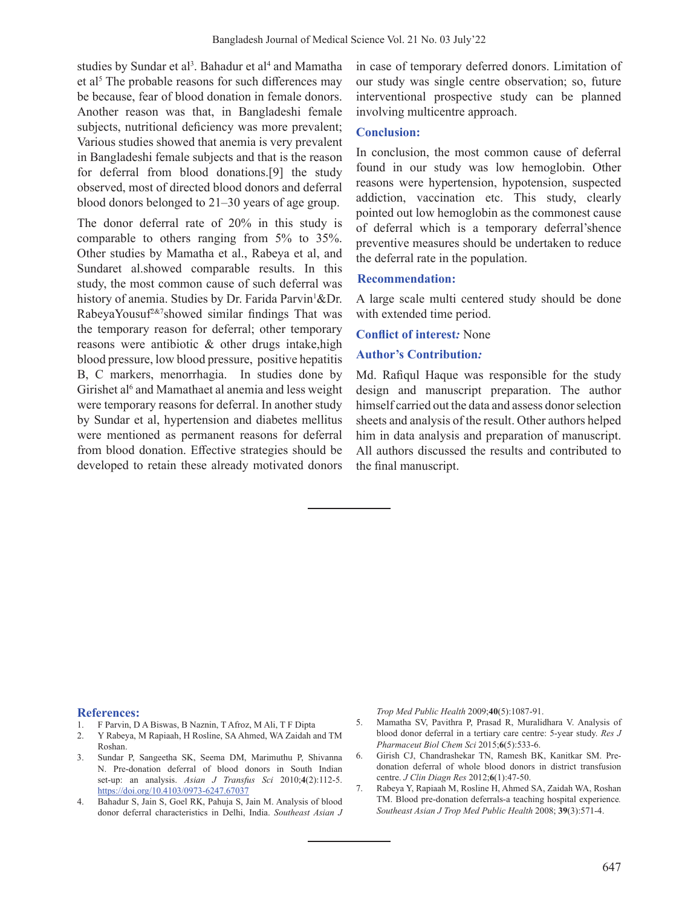studies by Sundar et al[3]. Bahadur et al[4] and Mamatha et al[5] The probable reasons for such differences may be because, fear of blood donation in female donors. Another reason was that, in Bangladeshi female subjects, nutritional deficiency was more prevalent; Various studies showed that anemia is very prevalent in Bangladeshi female subjects and that is the reason for deferral from blood donations.[9] the study observed, most of directed blood donors and deferral blood donors belonged to 21–30 years of age group.

The donor deferral rate of 20% in this study is comparable to others ranging from 5% to 35%. Other studies by Mamatha et al., Rabeya et al, and Sundaret al.showed comparable results. In this study, the most common cause of such deferral was history of anemia. Studies by Dr. Farida Parvin[1]&Dr. RabeyaYousuf[2&7]showed similar findings That was the temporary reason for deferral; other temporary reasons were antibiotic & other drugs intake,high blood pressure, low blood pressure, positive hepatitis B, C markers, menorrhagia. In studies done by Girishet al[6] and Mamathaet al anemia and less weight were temporary reasons for deferral. In another study by Sundar et al, hypertension and diabetes mellitus were mentioned as permanent reasons for deferral from blood donation. Effective strategies should be developed to retain these already motivated donors in case of temporary deferred donors. Limitation of our study was single centre observation; so, future interventional prospective study can be planned involving multicentre approach.

## Conclusion:

In conclusion, the most common cause of deferral found in our study was low hemoglobin. Other reasons were hypertension, hypotension, suspected addiction, vaccination etc. This study, clearly pointed out low hemoglobin as the commonest cause of deferral which is a temporary deferral'shence preventive measures should be undertaken to reduce the deferral rate in the population.

## Recommendation:

A large scale multi centered study should be done with extended time period.

**Conflict of interest:** None

## Author's Contribution:

Md. Rafiqul Haque was responsible for the study design and manuscript preparation. The author himself carried out the data and assess donor selection sheets and analysis of the result. Other authors helped him in data analysis and preparation of manuscript. All authors discussed the results and contributed to the final manuscript.

## References:

1. F Parvin, D A Biswas, B Naznin, T Afroz, M Ali, T F Dipta
2. Y Rabeya, M Rapiaah, H Rosline, SA Ahmed, WA Zaidah and TM Roshan.
3. Sundar P, Sangeetha SK, Seema DM, Marimuthu P, Shivanna N. Pre-donation deferral of blood donors in South Indian set-up: an analysis. *Asian J Transfus Sci* 2010;**4**(2):112-5. https://doi.org/10.4103/0973-6247.67037
4. Bahadur S, Jain S, Goel RK, Pahuja S, Jain M. Analysis of blood donor deferral characteristics in Delhi, India. *Southeast Asian J Trop Med Public Health* 2009;**40**(5):1087-91.
5. Mamatha SV, Pavithra P, Prasad R, Muralidhara V. Analysis of blood donor deferral in a tertiary care centre: 5-year study. *Res J Pharmaceut Biol Chem Sci* 2015;**6**(5):533-6.
6. Girish CJ, Chandrashekar TN, Ramesh BK, Kanitkar SM. Pre-donation deferral of whole blood donors in district transfusion centre. *J Clin Diagn Res* 2012;**6**(1):47-50.
7. Rabeya Y, Rapiaah M, Rosline H, Ahmed SA, Zaidah WA, Roshan TM. Blood pre-donation deferrals-a teaching hospital experience. *Southeast Asian J Trop Med Public Health* 2008; **39**(3):571-4.